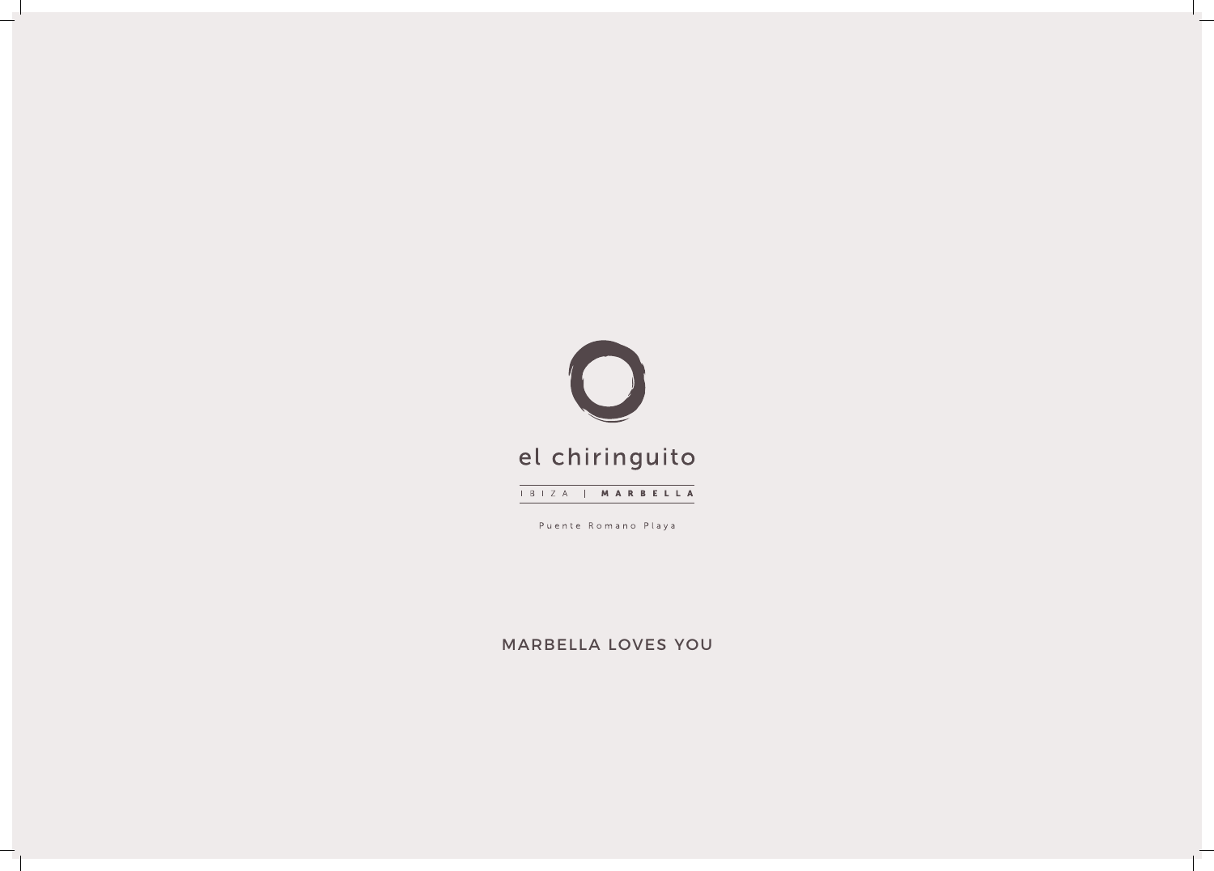# el chiringuito

IBIZA | **MARBELLA**

Puente Romano Playa

MARBELLA LOVES YOU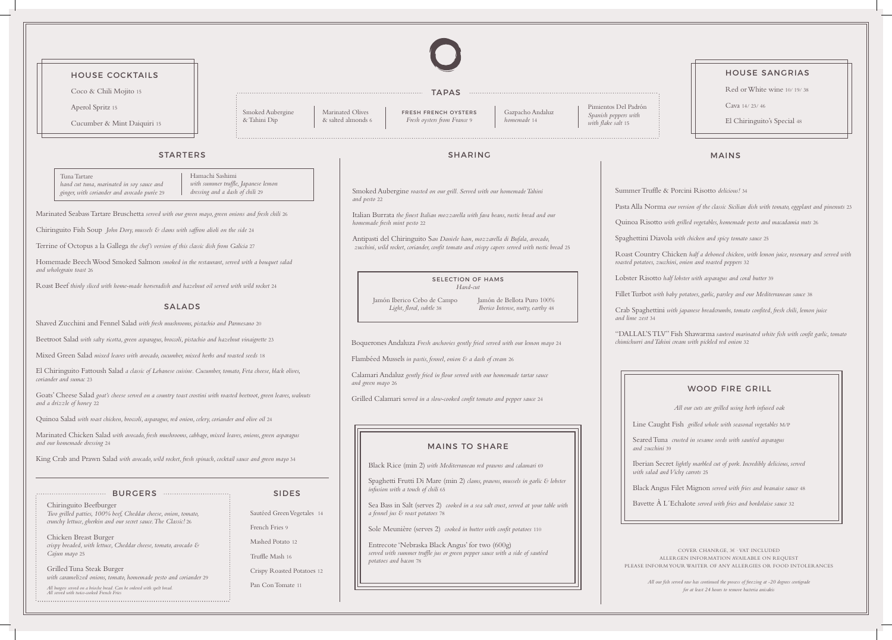## HOUSE COCKTAILS

Coco & Chili Mojito 15

Aperol Spritz 15

Cucumber & Mint Daiquiri 15

## TAPAS

Smoked Aubergine & Tahini Dip

Marinated Olives & salted almonds 6

FRESH FRENCH OYSTERS *Fresh oysters from France* 9

Gazpacho Andaluz *homemade* 14

Pimientos Del Padrón *Spanish peppers with with flake salt* 15

## HOUSE SANGRIAS

Red or White wine 10/ 19/ 38

Cava 14/ 23/ 46

El Chiringuito's Special 48

## STARTERS

Tuna Tartare *hand cut tuna, marinated in soy sauce and ginger, with coriander and avocado purée* 29

Hamachi Sashimi *with summer truffle, Japanese lemon dressing and a dash of chili* 29

Marinated Seabass Tartare Bruschetta *served with our green mayo, green onions and fresh chili* 26

Chiringuito Fish Soup *John Dory, mussels & clams with saffron alioli on the side* 24

Terrine of Octopus a la Gallega *the chef's version of this classic dish from Galicia* 27

Homemade Beech Wood Smoked Salmon *smoked in the restaurant, served with a bouquet salad and wholegrain toast* 26

Roast Beef *thinly sliced with home-made horseradish and hazelnut oil served with wild rocket* 24

## SALADS

Shaved Zucchini and Fennel Salad *with fresh mushrooms, pistachio and Parmesano* 20

Beetroot Salad *with salty ricotta, green asparagus, broccoli, pistachio and hazelnut vinaigrette* 23

Mixed Green Salad *mixed leaves with avocado, cucumber, mixed herbs and roasted seeds* 18

El Chiringuito Fattoush Salad *a classic of Lebanese cuisine. Cucumber, tomato, Feta cheese, black olives, coriander and sumac* 23

Goats' Cheese Salad *goat's cheese served on a country toast crostini with roasted beetroot, green leaves, walnuts and a drizzle of honey* 22

Quinoa Salad *with roast chicken, broccoli, asparagus, red onion, celery, coriander and olive oil* 24

Marinated Chicken Salad *with avocado, fresh mushrooms, cabbage, mixed leaves, onions, green asparagus and our homemade dressing* 24

King Crab and Prawn Salad *with avocado, wild rocket, fresh spinach, cocktail sauce and green mayo* 34

## BURGERS

Chiringuito Beefburger *Two grilled patties, 100% beef, Cheddar cheese, onion, tomato, crunchy lettuce, gherkin and our secret sauce. The Classic!* 26

Chicken Breast Burger *crispy breaded, with lettuce, Cheddar cheese, tomato, avocado & Cajun mayo* 25

Grilled Tuna Steak Burger *with caramelized onions, tomato, homemade pesto and coriander* 29

*All burgers served on a brioche bread. Can be ordered with spelt bread. All served with twice-cooked French Fries*

## SIDES

Sautéed Green Vegetales 14

French Fries 9

Mashed Potato 12

Truffle Mash 16

Crispy Roasted Potatoes 12

Pan Con Tomate 11

## SHARING

Smoked Aubergine *roasted on our grill. Served with our homemade Tahini and pesto* 22

Italian Burrata *the finest Italian mozzarella with fava beans, rustic bread and our homemade fresh mint pesto* 22

Antipasti del Chiringuito S*an Daniele ham, mozzarella di Bufala, avocado, zucchini, wild rocket, coriander, confit tomato and crispy capers served with rustic bread* 25

### SELECTION OF HAMS

*Hand-cut*

Jamón Iberico Cebo de Campo *Light, floral, subtle* 38

Jamón de Bellota Puro 100% Iberico *Intense, nutty, earthy* 48

Boquerones Andaluza *Fresh anchovies gently fried served with our lemon mayo* 24

Flambéed Mussels *in pastis, fennel, onion & a dash of cream* 26

Calamari Andaluz *gently fried in flour served with our homemade tartar sauce and green mayo* 26

Grilled Calamari s*erved in a slow-cooked confit tomato and pepper sauce* 24

### MAINS TO SHARE

Black Rice (min 2) *with Mediterranean red prawns and calamari* 69

Spaghetti Frutti Di Mare (min 2) *clams, prawns, mussels in garlic & lobster infusion with a touch of chili* 65

Sea Bass in Salt (serves 2) *cooked in a sea salt crust, served at your table with a fennel jus & roast potatoes* 78

Sole Meunière (serves 2) *cooked in butter with confit potatoes* 110

Entrecote 'Nebraska Black Angus' for two (600g) *served with summer truffle jus or green pepper sauce with a side of sautéed potatoes and bacon* 78

## MAINS

Summer Truffle & Porcini Risotto *delicious!* 34

Pasta Alla Norma *our version of the classic Sicilian dish with tomato, eggplant and pinenuts* 23

Quinoa Risotto *with grilled vegetables, homemade pesto and macadamia nuts* 26

Spaghettini Diavola *with chicken and spicy tomato sauce* 25

Roast Country Chicken *half a deboned chicken, with lemon juice, rosemary and served with roasted potatoes, zucchini, onion and roasted peppers* 32

Lobster Risotto *half lobster with asparagus and coral butter* 39

Fillet Turbot *with baby potatoes, garlic, parsley and our Mediterranean sauce* 38

Crab Spaghettini *with japanese breadcrumbs, tomato confited, fresh chili, lemon juice and lime zest* 34

"DALLAL'S TLV" Fish Shawarma *sauteed marinated white fish with confit garlic, tomato chimichurri and Tahini cream with pickled red onion* 32

### WOOD FIRE GRILL

*All our cuts are grilled using herb infused oak*

Line Caught Fish *grilled whole with seasonal vegetables* M/P

Seared Tuna *crusted in sesame seeds with sautéed asparagus and zucchini* 39

Iberian Secret *lightly marbled cut of pork. Incredibly delicious, served with salad and Vichy carrots* 25

Black Angus Filet Mignon *served with fries and beanaise sauce* 48

Bavette À L´Echalote *served with fries and bordolaise sauce* 32

COVER CHANRGE, 3€ · VAT INCLUDED
ALLERGEN INFORMATION AVAILABLE ON REQUEST
PLEASE INFORM YOUR WAITER OF ANY ALLERGIES OR FOOD INTOLERANCES

*All our fish served raw has continued the process of freezing at -20 degrees centigrade for at least 24 hours to remove bacteria anisakis*